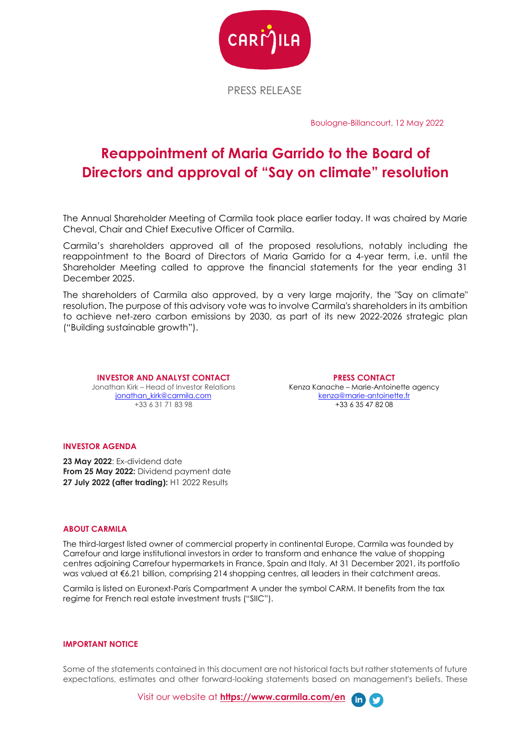PRESS RELEASE

Boulogne-Billancourt, 12 May 2022

# Reappointment of Maria Garrido to the Board of Directors and approval of "Say on climate" resolution

The Annual Shareholder Meeting of Carmila took place earlier today. It was chaired by Marie Cheval, Chair and Chief Executive Officer of Carmila.

Carmila's shareholders approved all of the proposed resolutions, notably including the reappointment to the Board of Directors of Maria Garrido for a 4-year term, i.e. until the Shareholder Meeting called to approve the financial statements for the year ending 31 December 2025.

The shareholders of Carmila also approved, by a very large majority, the "Say on climate" resolution. The purpose of this advisory vote was to involve Carmila's shareholders in its ambition to achieve net-zero carbon emissions by 2030, as part of its new 2022-2026 strategic plan ("Building sustainable growth").

**INVESTOR AND ANALYST CONTACT**
Jonathan Kirk – Head of Investor Relations
jonathan_kirk@carmila.com
+33 6 31 71 83 98

**PRESS CONTACT**
Kenza Kanache – Marie-Antoinette agency
kenza@marie-antoinette.fr
+33 6 35 47 82 08

## INVESTOR AGENDA

**23 May 2022**: Ex-dividend date
**From 25 May 2022:** Dividend payment date
**27 July 2022 (after trading):** H1 2022 Results

## ABOUT CARMILA

The third-largest listed owner of commercial property in continental Europe, Carmila was founded by Carrefour and large institutional investors in order to transform and enhance the value of shopping centres adjoining Carrefour hypermarkets in France, Spain and Italy. At 31 December 2021, its portfolio was valued at €6.21 billion, comprising 214 shopping centres, all leaders in their catchment areas.

Carmila is listed on Euronext-Paris Compartment A under the symbol CARM. It benefits from the tax regime for French real estate investment trusts ("SIIC").

## IMPORTANT NOTICE

Some of the statements contained in this document are not historical facts but rather statements of future expectations, estimates and other forward-looking statements based on management's beliefs. These

Visit our website at **https://www.carmila.com/en**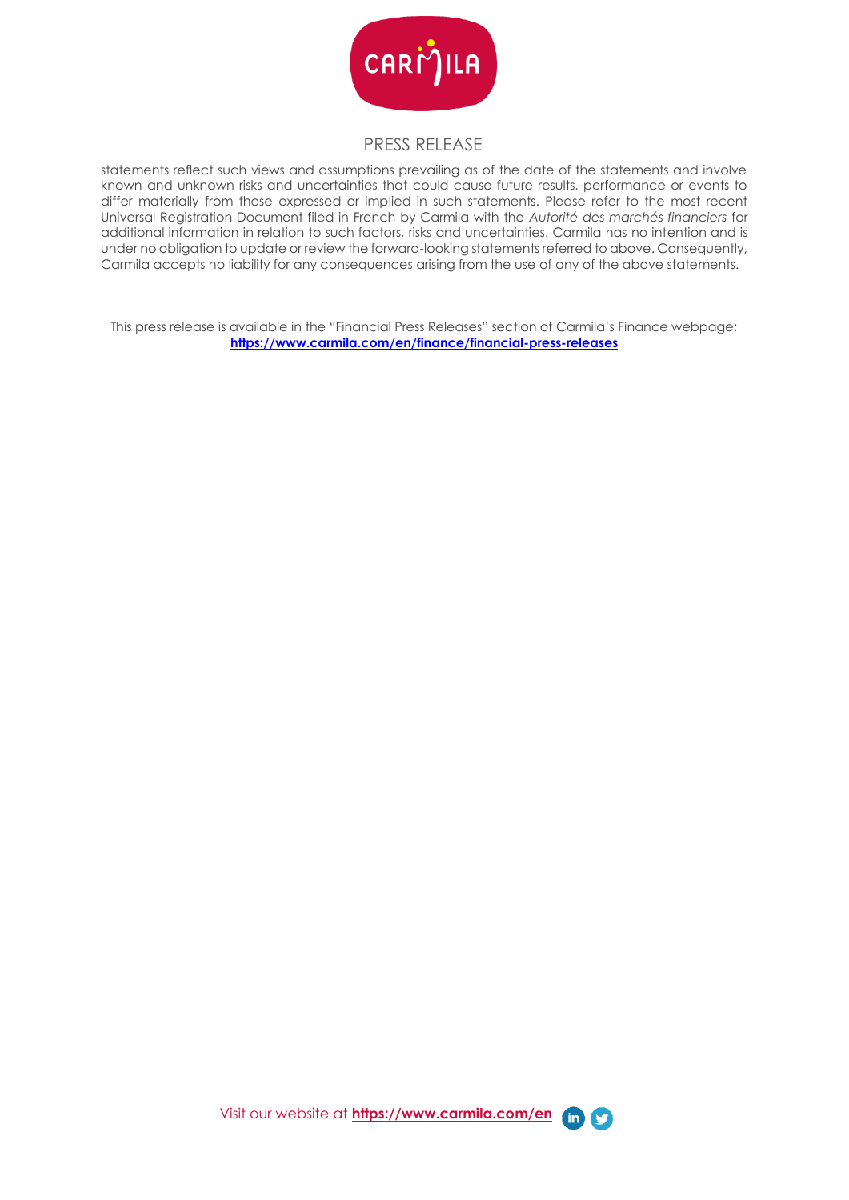statements reflect such views and assumptions prevailing as of the date of the statements and involve known and unknown risks and uncertainties that could cause future results, performance or events to differ materially from those expressed or implied in such statements. Please refer to the most recent Universal Registration Document filed in French by Carmila with the *Autorité des marchés financiers* for additional information in relation to such factors, risks and uncertainties. Carmila has no intention and is under no obligation to update or review the forward-looking statements referred to above. Consequently, Carmila accepts no liability for any consequences arising from the use of any of the above statements.

This press release is available in the "Financial Press Releases" section of Carmila's Finance webpage: **https://www.carmila.com/en/finance/financial-press-releases**